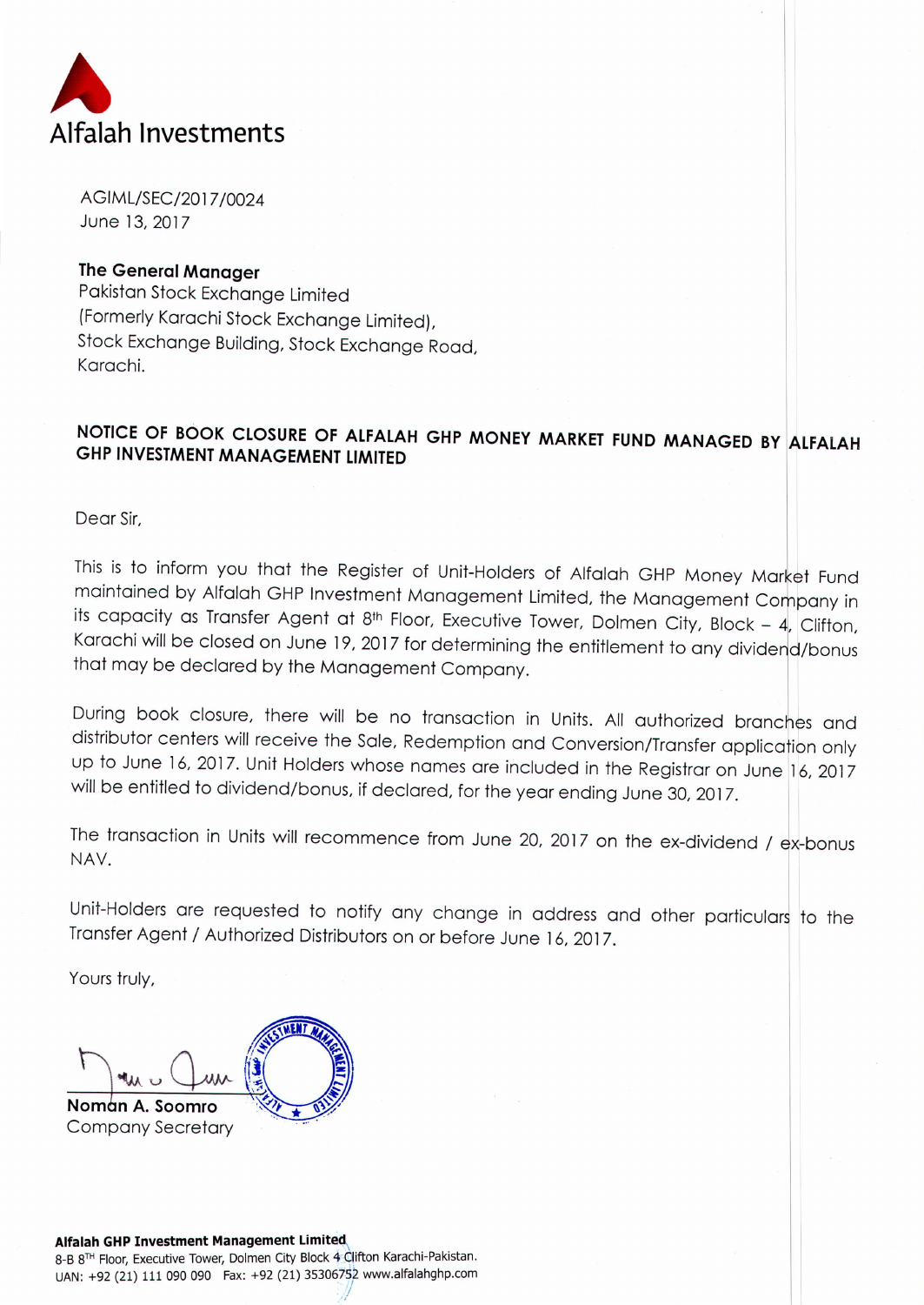Alfalah Investments

AGIML/SEC/2017/0024
June 13, 2017

**The General Manager**
Pakistan Stock Exchange Limited
(Formerly Karachi Stock Exchange Limited),
Stock Exchange Building, Stock Exchange Road,
Karachi.

**NOTICE OF BOOK CLOSURE OF ALFALAH GHP MONEY MARKET FUND MANAGED BY ALFALAH GHP INVESTMENT MANAGEMENT LIMITED**

Dear Sir,

This is to inform you that the Register of Unit-Holders of Alfalah GHP Money Market Fund maintained by Alfalah GHP Investment Management Limited, the Management Company in its capacity as Transfer Agent at 8th Floor, Executive Tower, Dolmen City, Block – 4, Clifton, Karachi will be closed on June 19, 2017 for determining the entitlement to any dividend/bonus that may be declared by the Management Company.

During book closure, there will be no transaction in Units. All authorized branches and distributor centers will receive the Sale, Redemption and Conversion/Transfer application only up to June 16, 2017. Unit Holders whose names are included in the Registrar on June 16, 2017 will be entitled to dividend/bonus, if declared, for the year ending June 30, 2017.

The transaction in Units will recommence from June 20, 2017 on the ex-dividend / ex-bonus NAV.

Unit-Holders are requested to notify any change in address and other particulars to the Transfer Agent / Authorized Distributors on or before June 16, 2017.

Yours truly,

**Noman A. Soomro**
Company Secretary

**Alfalah GHP Investment Management Limited**
8-B 8TH Floor, Executive Tower, Dolmen City Block 4 Clifton Karachi-Pakistan.
UAN: +92 (21) 111 090 090 Fax: +92 (21) 35306752 www.alfalahghp.com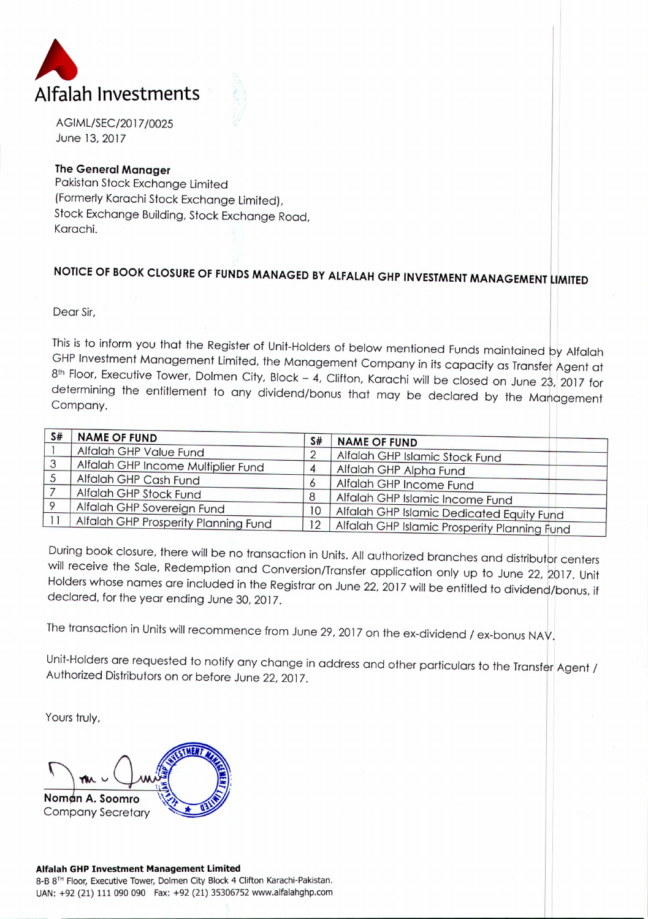Alfalah Investments

AGIML/SEC/2017/0025
June 13, 2017

**The General Manager**
Pakistan Stock Exchange Limited
(Formerly Karachi Stock Exchange Limited),
Stock Exchange Building, Stock Exchange Road,
Karachi.

**NOTICE OF BOOK CLOSURE OF FUNDS MANAGED BY ALFALAH GHP INVESTMENT MANAGEMENT LIMITED**

Dear Sir,

This is to inform you that the Register of Unit-Holders of below mentioned Funds maintained by Alfalah GHP Investment Management Limited, the Management Company in its capacity as Transfer Agent at 8th Floor, Executive Tower, Dolmen City, Block – 4, Clifton, Karachi will be closed on June 23, 2017 for determining the entitlement to any dividend/bonus that may be declared by the Management Company.

| S# | NAME OF FUND | S# | NAME OF FUND |
|---|---|---|---|
| 1 | Alfalah GHP Value Fund | 2 | Alfalah GHP Islamic Stock Fund |
| 3 | Alfalah GHP Income Multiplier Fund | 4 | Alfalah GHP Alpha Fund |
| 5 | Alfalah GHP Cash Fund | 6 | Alfalah GHP Income Fund |
| 7 | Alfalah GHP Stock Fund | 8 | Alfalah GHP Islamic Income Fund |
| 9 | Alfalah GHP Sovereign Fund | 10 | Alfalah GHP Islamic Dedicated Equity Fund |
| 11 | Alfalah GHP Prosperity Planning Fund | 12 | Alfalah GHP Islamic Prosperity Planning Fund |

During book closure, there will be no transaction in Units. All authorized branches and distributor centers will receive the Sale, Redemption and Conversion/Transfer application only up to June 22, 2017. Unit Holders whose names are included in the Registrar on June 22, 2017 will be entitled to dividend/bonus, if declared, for the year ending June 30, 2017.

The transaction in Units will recommence from June 29, 2017 on the ex-dividend / ex-bonus NAV.

Unit-Holders are requested to notify any change in address and other particulars to the Transfer Agent / Authorized Distributors on or before June 22, 2017.

Yours truly,

Noman A. Soomro
Company Secretary

**Alfalah GHP Investment Management Limited**
8-B 8TH Floor, Executive Tower, Dolmen City Block 4 Clifton Karachi-Pakistan.
UAN: +92 (21) 111 090 090 Fax: +92 (21) 35306752 www.alfalahghp.com